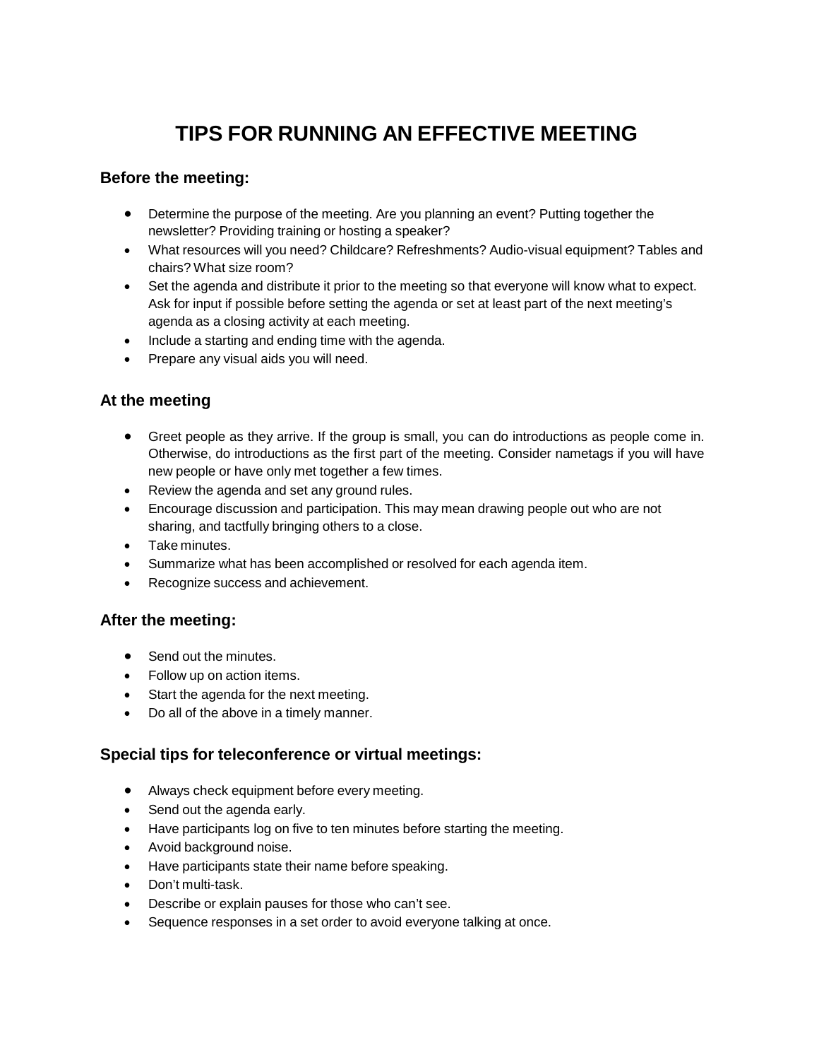# TIPS FOR RUNNING AN EFFECTIVE MEETING

### Before the meeting:

- Determine the purpose of the meeting. Are you planning an event? Putting together the newsletter? Providing training or hosting a speaker?
- What resources will you need? Childcare? Refreshments? Audio-visual equipment? Tables and chairs? What size room?
- Set the agenda and distribute it prior to the meeting so that everyone will know what to expect. Ask for input if possible before setting the agenda or set at least part of the next meeting's agenda as a closing activity at each meeting.
- Include a starting and ending time with the agenda.
- Prepare any visual aids you will need.

### At the meeting

- Greet people as they arrive. If the group is small, you can do introductions as people come in. Otherwise, do introductions as the first part of the meeting. Consider nametags if you will have new people or have only met together a few times.
- Review the agenda and set any ground rules.
- Encourage discussion and participation. This may mean drawing people out who are not sharing, and tactfully bringing others to a close.
- Take minutes.
- Summarize what has been accomplished or resolved for each agenda item.
- Recognize success and achievement.

### After the meeting:

- Send out the minutes.
- Follow up on action items.
- Start the agenda for the next meeting.
- Do all of the above in a timely manner.

### Special tips for teleconference or virtual meetings:

- Always check equipment before every meeting.
- Send out the agenda early.
- Have participants log on five to ten minutes before starting the meeting.
- Avoid background noise.
- Have participants state their name before speaking.
- Don't multi-task.
- Describe or explain pauses for those who can't see.
- Sequence responses in a set order to avoid everyone talking at once.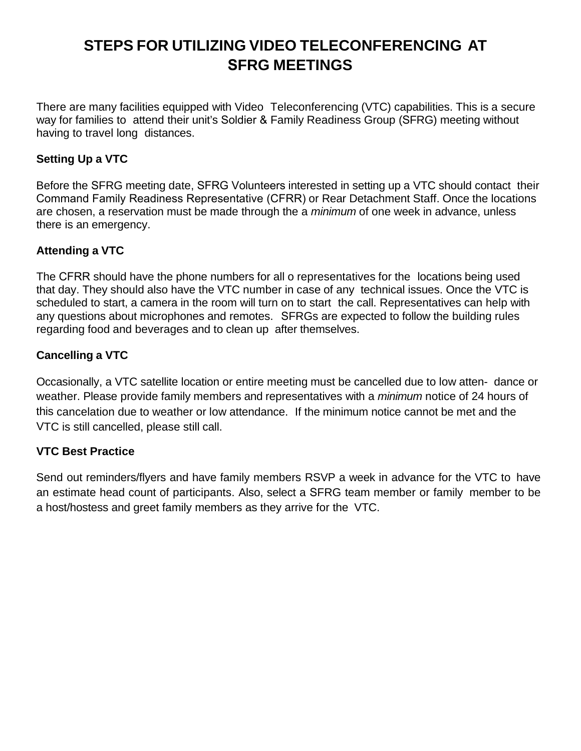# STEPS FOR UTILIZING VIDEO TELECONFERENCING AT SFRG MEETINGS

There are many facilities equipped with Video Teleconferencing (VTC) capabilities. This is a secure way for families to attend their unit's Soldier & Family Readiness Group (SFRG) meeting without having to travel long distances.

**Setting Up a VTC**

Before the SFRG meeting date, SFRG Volunteers interested in setting up a VTC should contact their Command Family Readiness Representative (CFRR) or Rear Detachment Staff. Once the locations are chosen, a reservation must be made through the a *minimum* of one week in advance, unless there is an emergency.

**Attending a VTC**

The CFRR should have the phone numbers for all o representatives for the locations being used that day. They should also have the VTC number in case of any technical issues. Once the VTC is scheduled to start, a camera in the room will turn on to start the call. Representatives can help with any questions about microphones and remotes. SFRGs are expected to follow the building rules regarding food and beverages and to clean up after themselves.

**Cancelling a VTC**

Occasionally, a VTC satellite location or entire meeting must be cancelled due to low atten- dance or weather. Please provide family members and representatives with a *minimum* notice of 24 hours of this cancelation due to weather or low attendance. If the minimum notice cannot be met and the VTC is still cancelled, please still call.

**VTC Best Practice**

Send out reminders/flyers and have family members RSVP a week in advance for the VTC to have an estimate head count of participants. Also, select a SFRG team member or family member to be a host/hostess and greet family members as they arrive for the VTC.